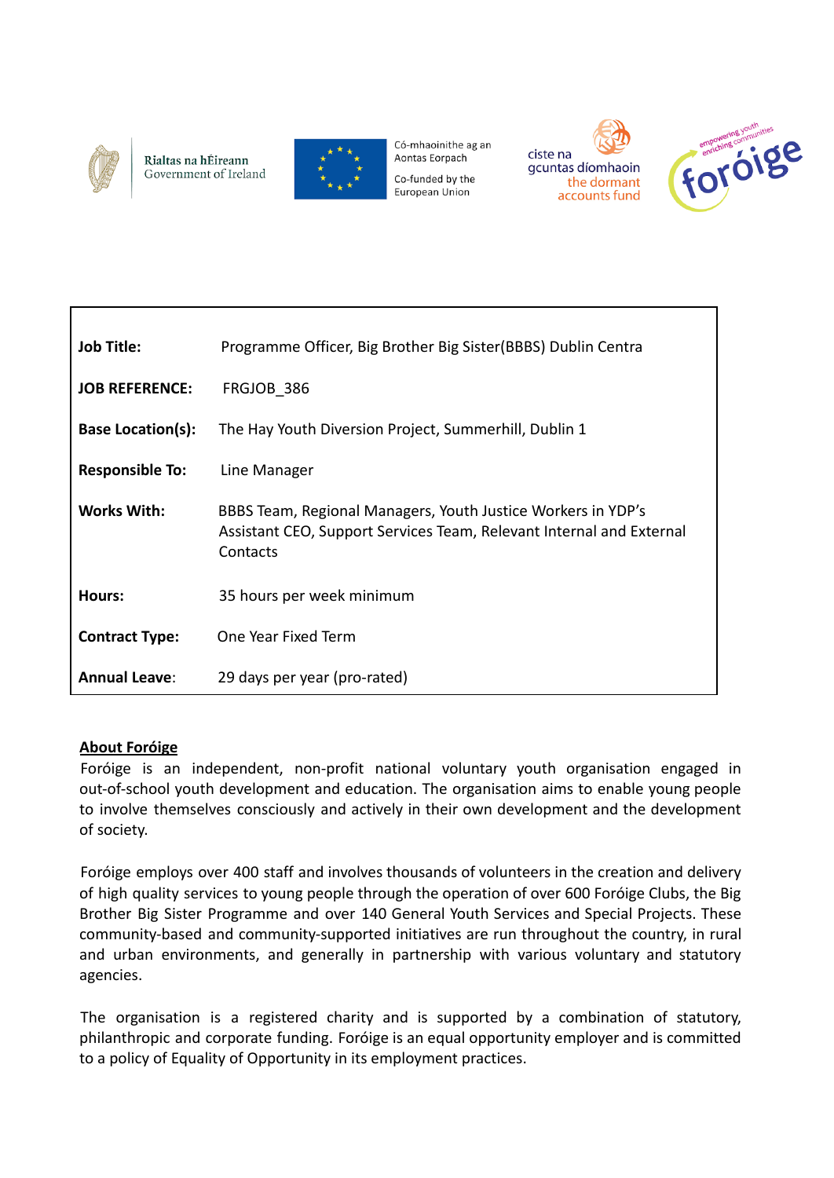Rialtas na hÉireann
Government of Ireland

Có-mhaoinithe ag an Aontas Eorpach
Co-funded by the European Union

ciste na gcuntas díomhaoin
the dormant accounts fund

foróige — empowering youth, enriching communities

| | |
|---|---|
| **Job Title:** | Programme Officer, Big Brother Big Sister(BBBS) Dublin Centra |
| **JOB REFERENCE:** | FRGJOB_386 |
| **Base Location(s):** | The Hay Youth Diversion Project, Summerhill, Dublin 1 |
| **Responsible To:** | Line Manager |
| **Works With:** | BBBS Team, Regional Managers, Youth Justice Workers in YDP's Assistant CEO, Support Services Team, Relevant Internal and External Contacts |
| **Hours:** | 35 hours per week minimum |
| **Contract Type:** | One Year Fixed Term |
| **Annual Leave**: | 29 days per year (pro-rated) |

## About Foróige

Foróige is an independent, non-profit national voluntary youth organisation engaged in out-of-school youth development and education. The organisation aims to enable young people to involve themselves consciously and actively in their own development and the development of society.

Foróige employs over 400 staff and involves thousands of volunteers in the creation and delivery of high quality services to young people through the operation of over 600 Foróige Clubs, the Big Brother Big Sister Programme and over 140 General Youth Services and Special Projects. These community-based and community-supported initiatives are run throughout the country, in rural and urban environments, and generally in partnership with various voluntary and statutory agencies.

The organisation is a registered charity and is supported by a combination of statutory, philanthropic and corporate funding. Foróige is an equal opportunity employer and is committed to a policy of Equality of Opportunity in its employment practices.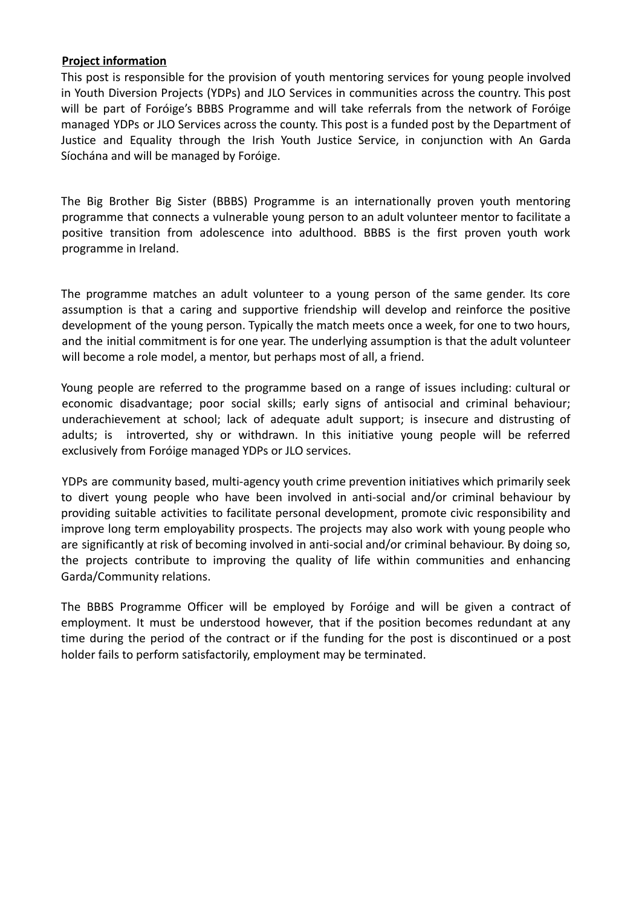**Project information**

This post is responsible for the provision of youth mentoring services for young people involved in Youth Diversion Projects (YDPs) and JLO Services in communities across the country. This post will be part of Foróige's BBBS Programme and will take referrals from the network of Foróige managed YDPs or JLO Services across the county. This post is a funded post by the Department of Justice and Equality through the Irish Youth Justice Service, in conjunction with An Garda Síochána and will be managed by Foróige.

The Big Brother Big Sister (BBBS) Programme is an internationally proven youth mentoring programme that connects a vulnerable young person to an adult volunteer mentor to facilitate a positive transition from adolescence into adulthood. BBBS is the first proven youth work programme in Ireland.

The programme matches an adult volunteer to a young person of the same gender. Its core assumption is that a caring and supportive friendship will develop and reinforce the positive development of the young person. Typically the match meets once a week, for one to two hours, and the initial commitment is for one year. The underlying assumption is that the adult volunteer will become a role model, a mentor, but perhaps most of all, a friend.

Young people are referred to the programme based on a range of issues including: cultural or economic disadvantage; poor social skills; early signs of antisocial and criminal behaviour; underachievement at school; lack of adequate adult support; is insecure and distrusting of adults; is introverted, shy or withdrawn. In this initiative young people will be referred exclusively from Foróige managed YDPs or JLO services.

YDPs are community based, multi-agency youth crime prevention initiatives which primarily seek to divert young people who have been involved in anti-social and/or criminal behaviour by providing suitable activities to facilitate personal development, promote civic responsibility and improve long term employability prospects. The projects may also work with young people who are significantly at risk of becoming involved in anti-social and/or criminal behaviour. By doing so, the projects contribute to improving the quality of life within communities and enhancing Garda/Community relations.

The BBBS Programme Officer will be employed by Foróige and will be given a contract of employment. It must be understood however, that if the position becomes redundant at any time during the period of the contract or if the funding for the post is discontinued or a post holder fails to perform satisfactorily, employment may be terminated.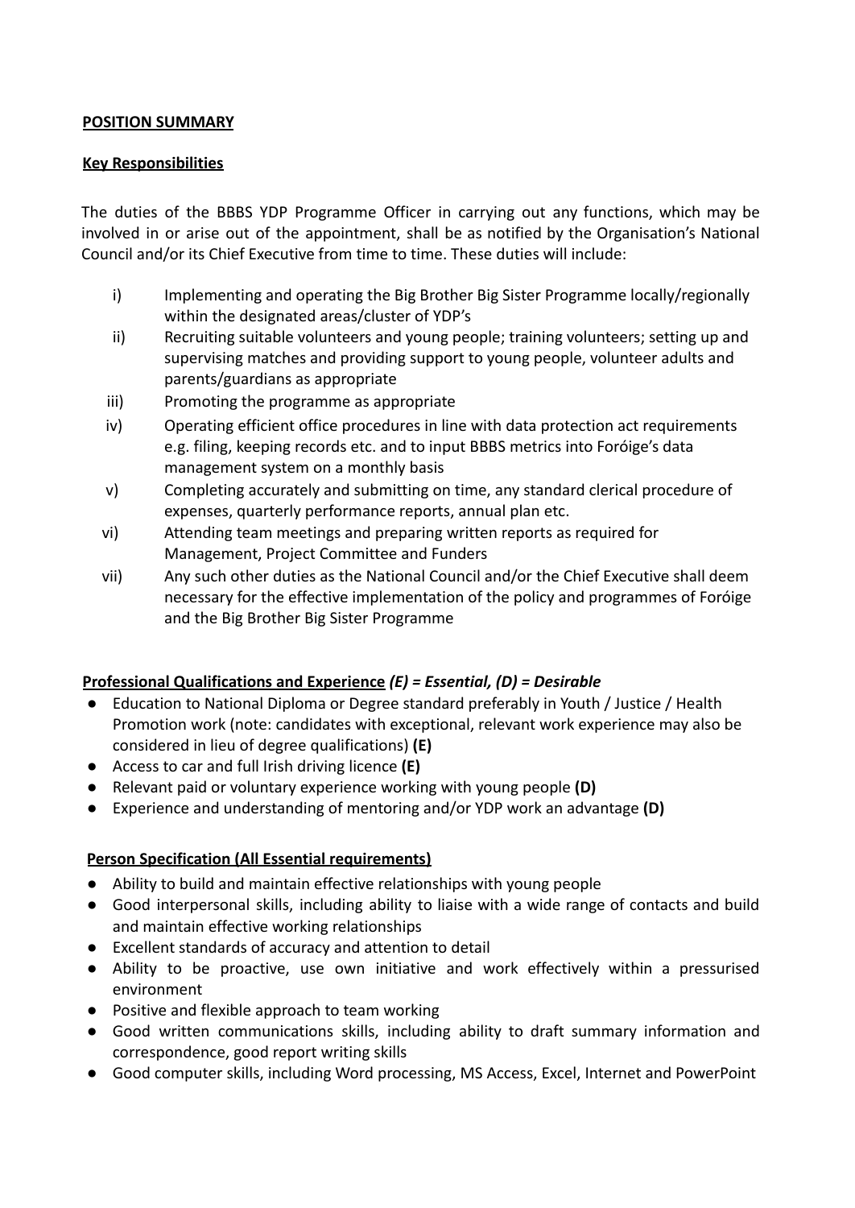**POSITION SUMMARY**

**Key Responsibilities**

The duties of the BBBS YDP Programme Officer in carrying out any functions, which may be involved in or arise out of the appointment, shall be as notified by the Organisation's National Council and/or its Chief Executive from time to time. These duties will include:

i) Implementing and operating the Big Brother Big Sister Programme locally/regionally within the designated areas/cluster of YDP's

ii) Recruiting suitable volunteers and young people; training volunteers; setting up and supervising matches and providing support to young people, volunteer adults and parents/guardians as appropriate

iii) Promoting the programme as appropriate

iv) Operating efficient office procedures in line with data protection act requirements e.g. filing, keeping records etc. and to input BBBS metrics into Foróige's data management system on a monthly basis

v) Completing accurately and submitting on time, any standard clerical procedure of expenses, quarterly performance reports, annual plan etc.

vi) Attending team meetings and preparing written reports as required for Management, Project Committee and Funders

vii) Any such other duties as the National Council and/or the Chief Executive shall deem necessary for the effective implementation of the policy and programmes of Foróige and the Big Brother Big Sister Programme

**Professional Qualifications and Experience** ***(E) = Essential, (D) = Desirable***

- Education to National Diploma or Degree standard preferably in Youth / Justice / Health Promotion work (note: candidates with exceptional, relevant work experience may also be considered in lieu of degree qualifications) **(E)**
- Access to car and full Irish driving licence **(E)**
- Relevant paid or voluntary experience working with young people **(D)**
- Experience and understanding of mentoring and/or YDP work an advantage **(D)**

**Person Specification (All Essential requirements)**

- Ability to build and maintain effective relationships with young people
- Good interpersonal skills, including ability to liaise with a wide range of contacts and build and maintain effective working relationships
- Excellent standards of accuracy and attention to detail
- Ability to be proactive, use own initiative and work effectively within a pressurised environment
- Positive and flexible approach to team working
- Good written communications skills, including ability to draft summary information and correspondence, good report writing skills
- Good computer skills, including Word processing, MS Access, Excel, Internet and PowerPoint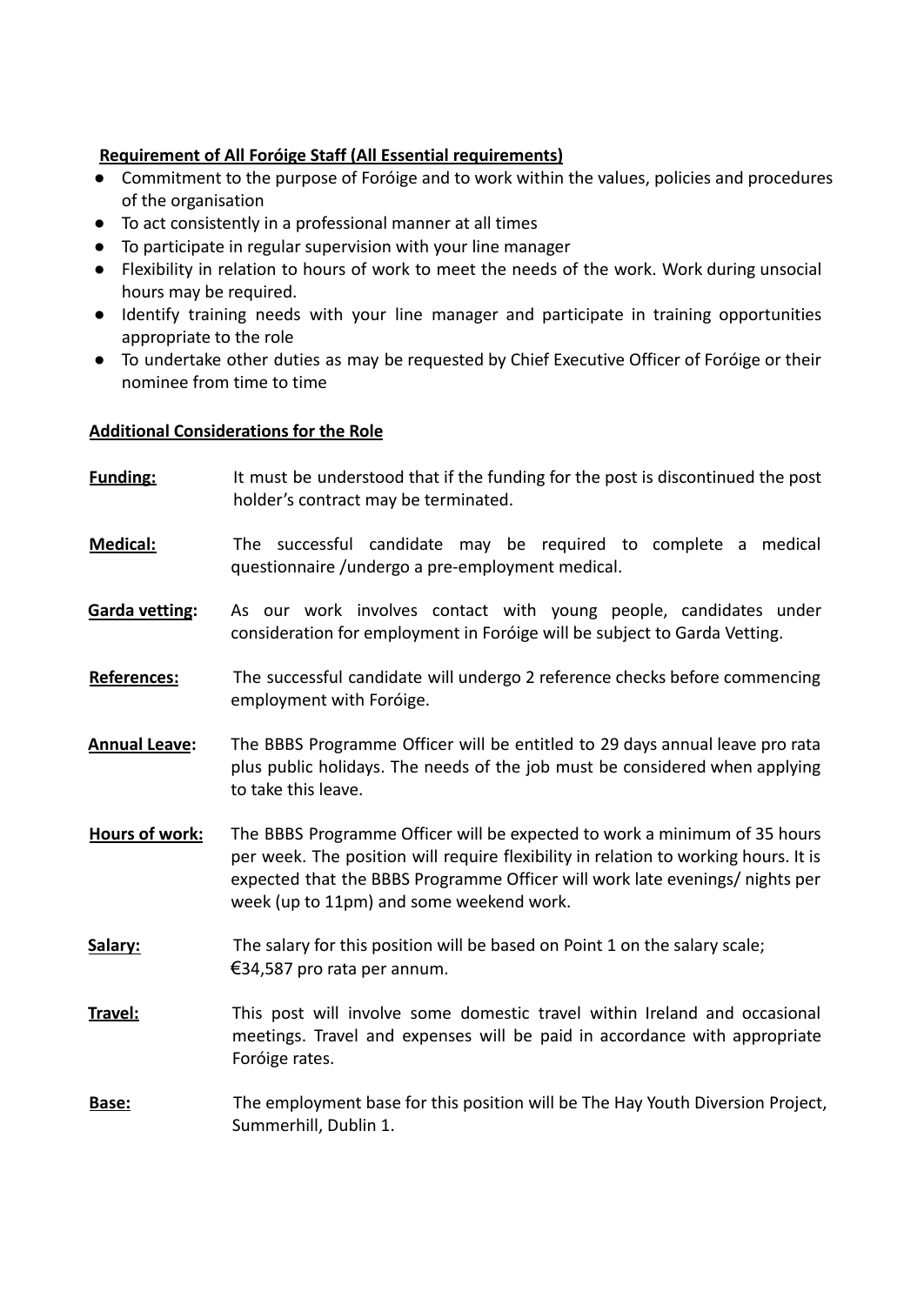**Requirement of All Foróige Staff (All Essential requirements)**

- Commitment to the purpose of Foróige and to work within the values, policies and procedures of the organisation
- To act consistently in a professional manner at all times
- To participate in regular supervision with your line manager
- Flexibility in relation to hours of work to meet the needs of the work. Work during unsocial hours may be required.
- Identify training needs with your line manager and participate in training opportunities appropriate to the role
- To undertake other duties as may be requested by Chief Executive Officer of Foróige or their nominee from time to time

**Additional Considerations for the Role**

**Funding:** It must be understood that if the funding for the post is discontinued the post holder's contract may be terminated.

**Medical:** The successful candidate may be required to complete a medical questionnaire /undergo a pre-employment medical.

**Garda vetting:** As our work involves contact with young people, candidates under consideration for employment in Foróige will be subject to Garda Vetting.

**References:** The successful candidate will undergo 2 reference checks before commencing employment with Foróige.

**Annual Leave:** The BBBS Programme Officer will be entitled to 29 days annual leave pro rata plus public holidays. The needs of the job must be considered when applying to take this leave.

**Hours of work:** The BBBS Programme Officer will be expected to work a minimum of 35 hours per week. The position will require flexibility in relation to working hours. It is expected that the BBBS Programme Officer will work late evenings/ nights per week (up to 11pm) and some weekend work.

**Salary:** The salary for this position will be based on Point 1 on the salary scale; €34,587 pro rata per annum.

**Travel:** This post will involve some domestic travel within Ireland and occasional meetings. Travel and expenses will be paid in accordance with appropriate Foróige rates.

**Base:** The employment base for this position will be The Hay Youth Diversion Project, Summerhill, Dublin 1.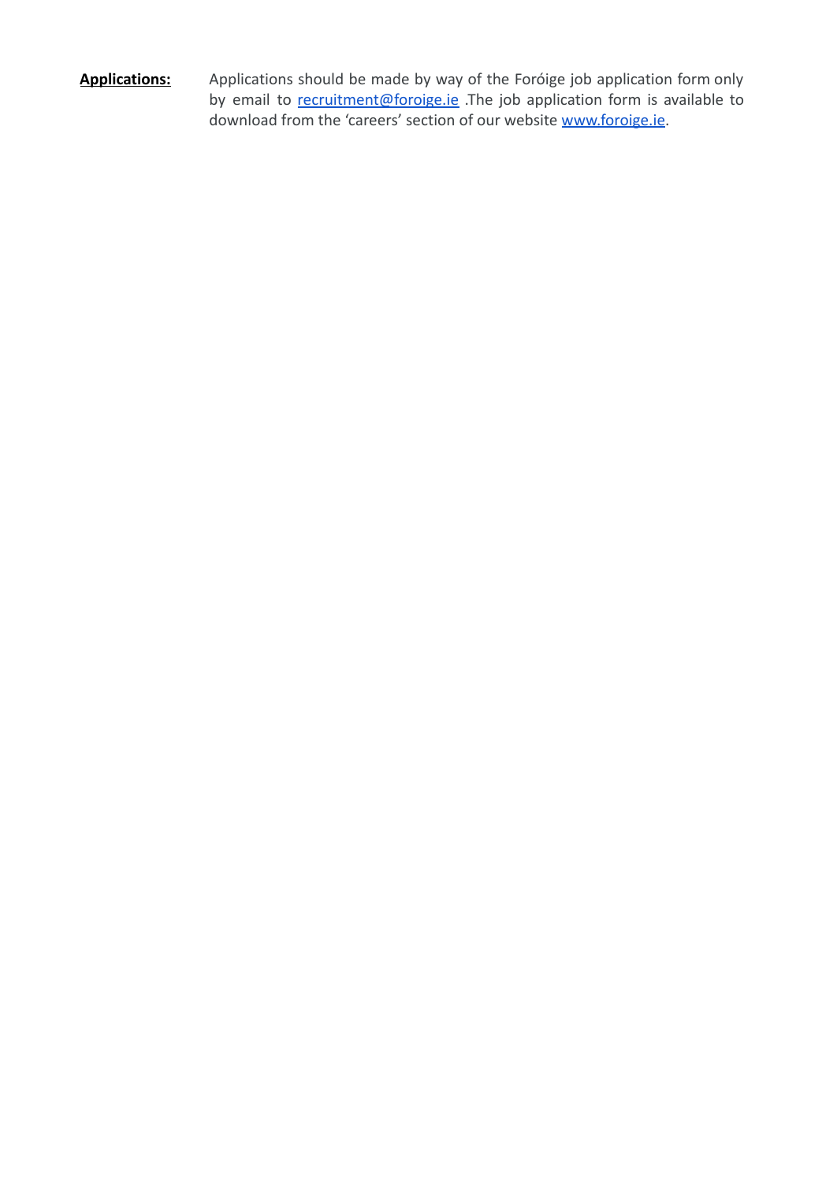**Applications:** Applications should be made by way of the Foróige job application form only by email to recruitment@foroige.ie .The job application form is available to download from the 'careers' section of our website www.foroige.ie.